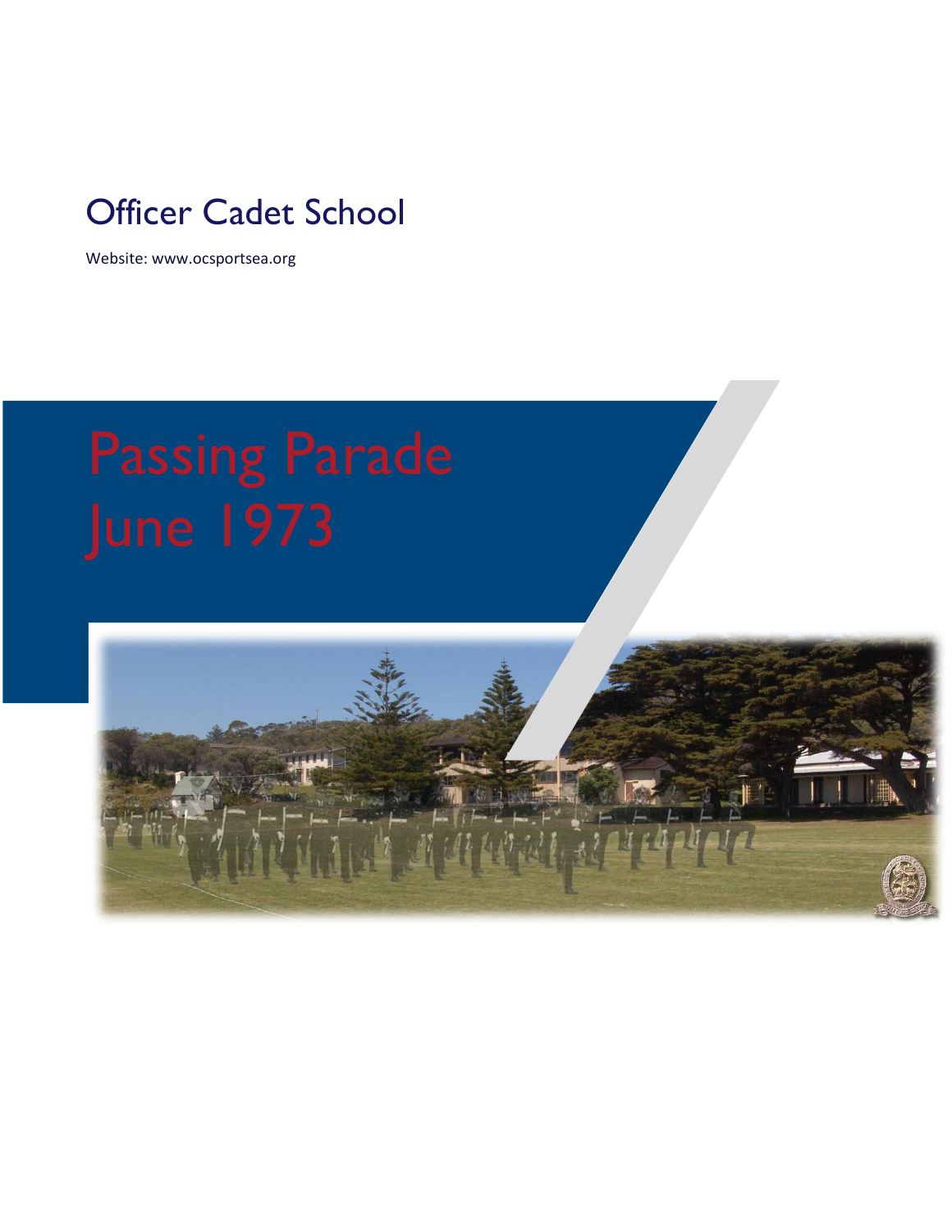# Officer Cadet School

Website: www.ocsportsea.org

# Passing Parade June 1973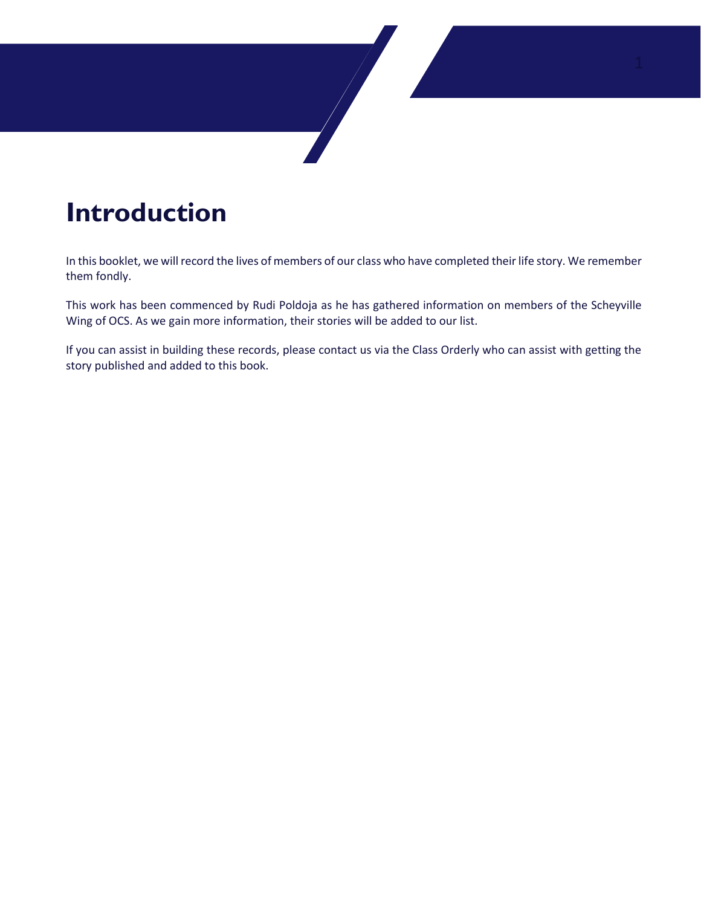# Introduction

In this booklet, we will record the lives of members of our class who have completed their life story. We remember them fondly.

This work has been commenced by Rudi Poldoja as he has gathered information on members of the Scheyville Wing of OCS. As we gain more information, their stories will be added to our list.

If you can assist in building these records, please contact us via the Class Orderly who can assist with getting the story published and added to this book.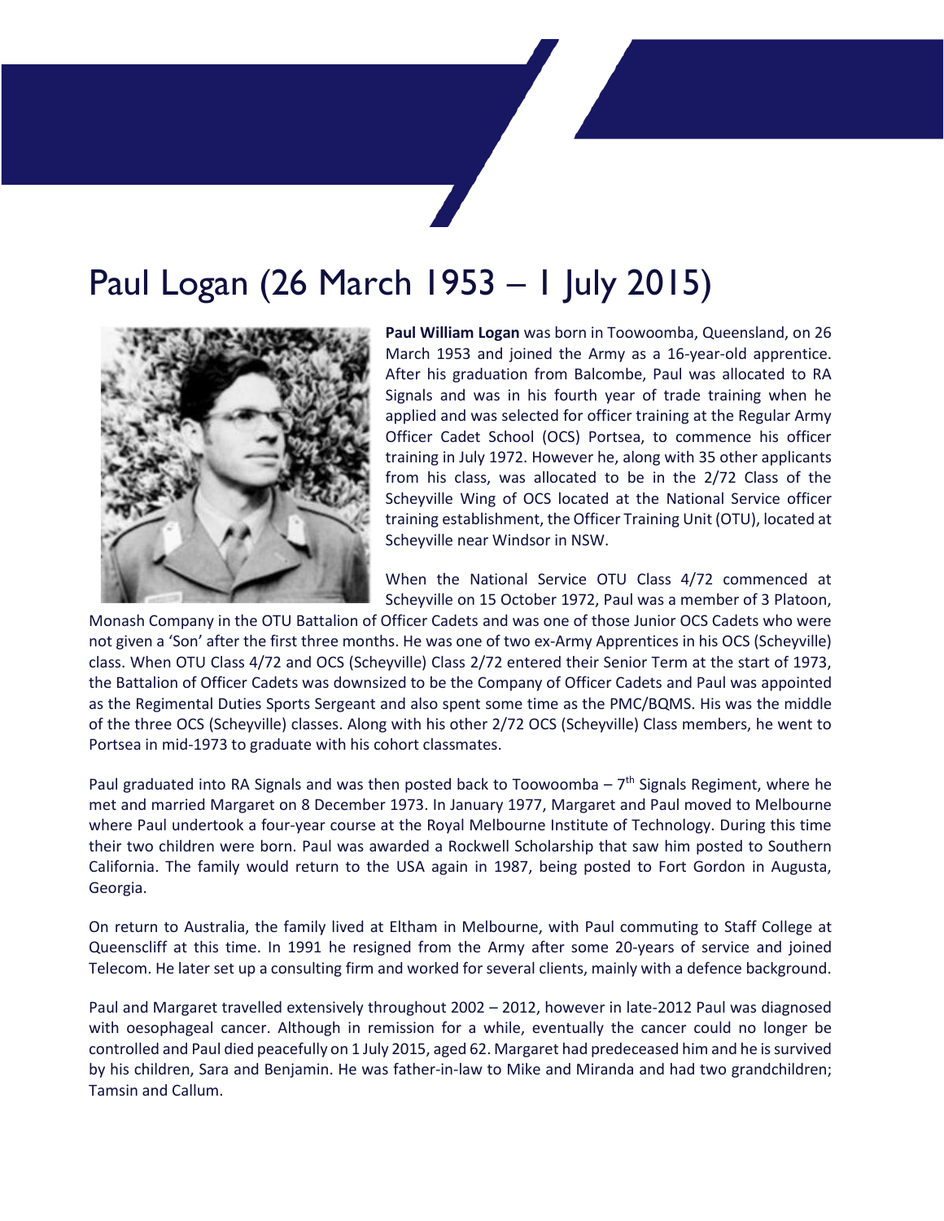# Paul Logan (26 March 1953 – 1 July 2015)

**Paul William Logan** was born in Toowoomba, Queensland, on 26 March 1953 and joined the Army as a 16-year-old apprentice. After his graduation from Balcombe, Paul was allocated to RA Signals and was in his fourth year of trade training when he applied and was selected for officer training at the Regular Army Officer Cadet School (OCS) Portsea, to commence his officer training in July 1972. However he, along with 35 other applicants from his class, was allocated to be in the 2/72 Class of the Scheyville Wing of OCS located at the National Service officer training establishment, the Officer Training Unit (OTU), located at Scheyville near Windsor in NSW.

When the National Service OTU Class 4/72 commenced at Scheyville on 15 October 1972, Paul was a member of 3 Platoon, Monash Company in the OTU Battalion of Officer Cadets and was one of those Junior OCS Cadets who were not given a 'Son' after the first three months. He was one of two ex-Army Apprentices in his OCS (Scheyville) class. When OTU Class 4/72 and OCS (Scheyville) Class 2/72 entered their Senior Term at the start of 1973, the Battalion of Officer Cadets was downsized to be the Company of Officer Cadets and Paul was appointed as the Regimental Duties Sports Sergeant and also spent some time as the PMC/BQMS. His was the middle of the three OCS (Scheyville) classes. Along with his other 2/72 OCS (Scheyville) Class members, he went to Portsea in mid-1973 to graduate with his cohort classmates.

Paul graduated into RA Signals and was then posted back to Toowoomba – 7th Signals Regiment, where he met and married Margaret on 8 December 1973. In January 1977, Margaret and Paul moved to Melbourne where Paul undertook a four-year course at the Royal Melbourne Institute of Technology. During this time their two children were born. Paul was awarded a Rockwell Scholarship that saw him posted to Southern California. The family would return to the USA again in 1987, being posted to Fort Gordon in Augusta, Georgia.

On return to Australia, the family lived at Eltham in Melbourne, with Paul commuting to Staff College at Queenscliff at this time. In 1991 he resigned from the Army after some 20-years of service and joined Telecom. He later set up a consulting firm and worked for several clients, mainly with a defence background.

Paul and Margaret travelled extensively throughout 2002 – 2012, however in late-2012 Paul was diagnosed with oesophageal cancer. Although in remission for a while, eventually the cancer could no longer be controlled and Paul died peacefully on 1 July 2015, aged 62. Margaret had predeceased him and he is survived by his children, Sara and Benjamin. He was father-in-law to Mike and Miranda and had two grandchildren; Tamsin and Callum.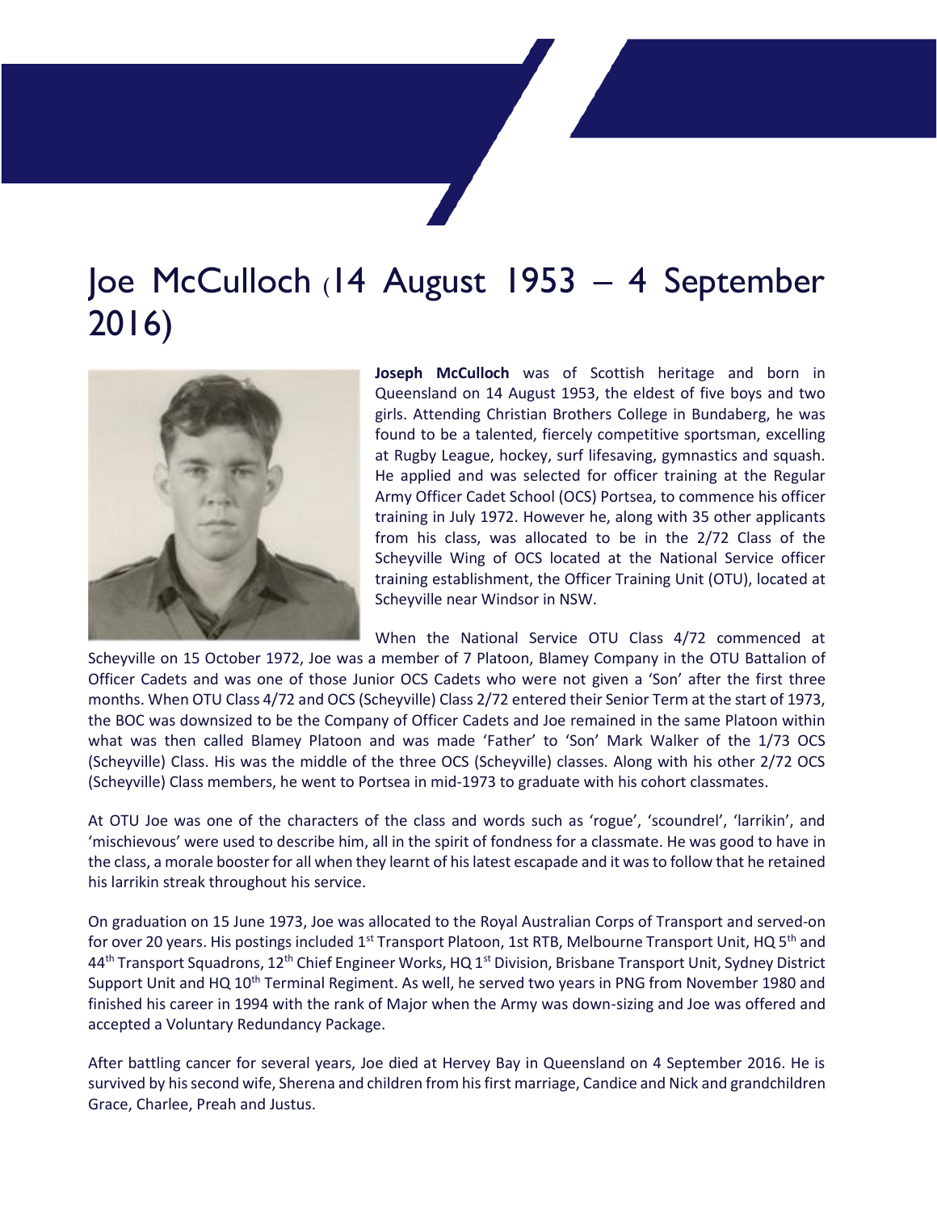# Joe McCulloch (14 August 1953 – 4 September 2016)

**Joseph McCulloch** was of Scottish heritage and born in Queensland on 14 August 1953, the eldest of five boys and two girls. Attending Christian Brothers College in Bundaberg, he was found to be a talented, fiercely competitive sportsman, excelling at Rugby League, hockey, surf lifesaving, gymnastics and squash. He applied and was selected for officer training at the Regular Army Officer Cadet School (OCS) Portsea, to commence his officer training in July 1972. However he, along with 35 other applicants from his class, was allocated to be in the 2/72 Class of the Scheyville Wing of OCS located at the National Service officer training establishment, the Officer Training Unit (OTU), located at Scheyville near Windsor in NSW.

When the National Service OTU Class 4/72 commenced at Scheyville on 15 October 1972, Joe was a member of 7 Platoon, Blamey Company in the OTU Battalion of Officer Cadets and was one of those Junior OCS Cadets who were not given a 'Son' after the first three months. When OTU Class 4/72 and OCS (Scheyville) Class 2/72 entered their Senior Term at the start of 1973, the BOC was downsized to be the Company of Officer Cadets and Joe remained in the same Platoon within what was then called Blamey Platoon and was made 'Father' to 'Son' Mark Walker of the 1/73 OCS (Scheyville) Class. His was the middle of the three OCS (Scheyville) classes. Along with his other 2/72 OCS (Scheyville) Class members, he went to Portsea in mid-1973 to graduate with his cohort classmates.

At OTU Joe was one of the characters of the class and words such as 'rogue', 'scoundrel', 'larrikin', and 'mischievous' were used to describe him, all in the spirit of fondness for a classmate. He was good to have in the class, a morale booster for all when they learnt of his latest escapade and it was to follow that he retained his larrikin streak throughout his service.

On graduation on 15 June 1973, Joe was allocated to the Royal Australian Corps of Transport and served-on for over 20 years. His postings included 1st Transport Platoon, 1st RTB, Melbourne Transport Unit, HQ 5th and 44th Transport Squadrons, 12th Chief Engineer Works, HQ 1st Division, Brisbane Transport Unit, Sydney District Support Unit and HQ 10th Terminal Regiment. As well, he served two years in PNG from November 1980 and finished his career in 1994 with the rank of Major when the Army was down-sizing and Joe was offered and accepted a Voluntary Redundancy Package.

After battling cancer for several years, Joe died at Hervey Bay in Queensland on 4 September 2016. He is survived by his second wife, Sherena and children from his first marriage, Candice and Nick and grandchildren Grace, Charlee, Preah and Justus.